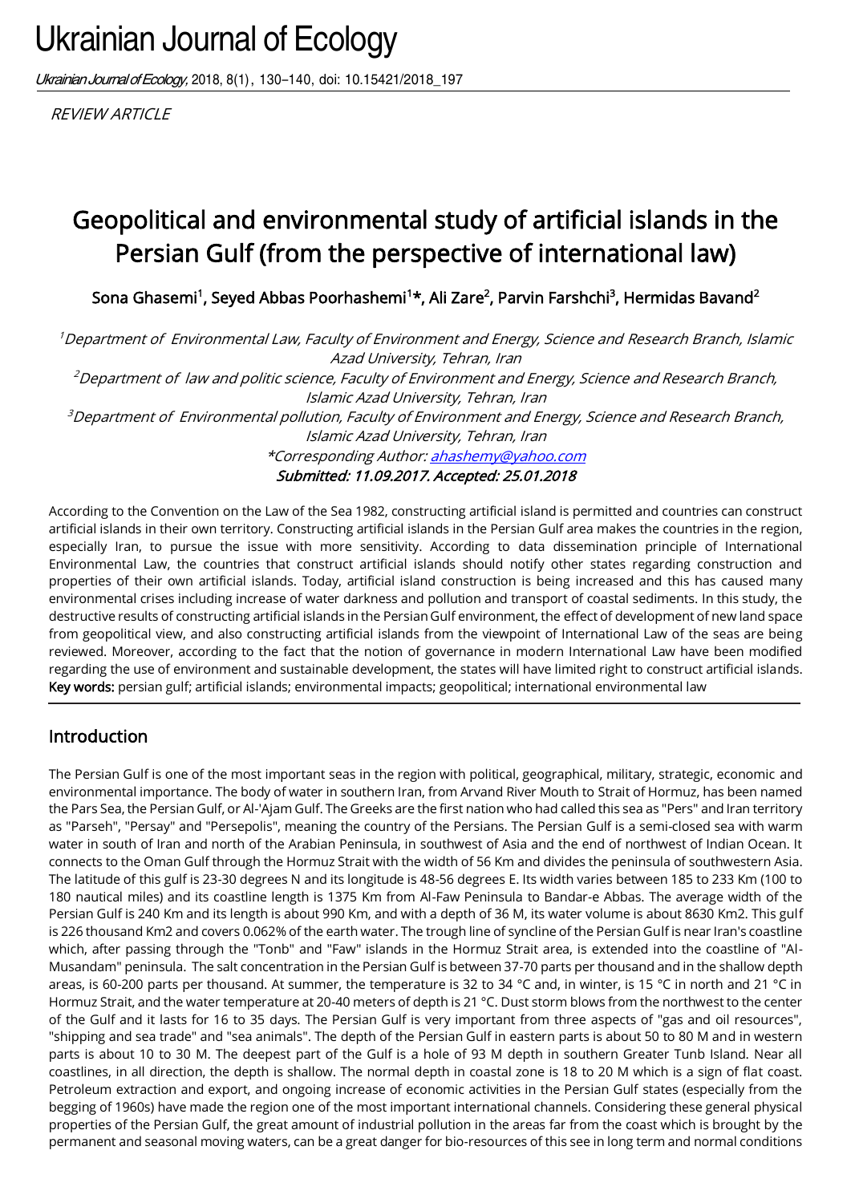REVIEW ARTICLE

# Geopolitical and environmental study of artificial islands in the Persian Gulf (from the perspective of international law)

**Sona Ghasemi[1], Seyed Abbas Poorhashemi[1]*, Ali Zare[2], Parvin Farshchi[3], Hermidas Bavand[2]**

*[1]Department of Environmental Law, Faculty of Environment and Energy, Science and Research Branch, Islamic Azad University, Tehran, Iran*
*[2]Department of law and politic science, Faculty of Environment and Energy, Science and Research Branch, Islamic Azad University, Tehran, Iran*
*[3]Department of Environmental pollution, Faculty of Environment and Energy, Science and Research Branch, Islamic Azad University, Tehran, Iran*
*\*Corresponding Author: ahashemy@yahoo.com*
***Submitted: 11.09.2017. Accepted: 25.01.2018***

According to the Convention on the Law of the Sea 1982, constructing artificial island is permitted and countries can construct artificial islands in their own territory. Constructing artificial islands in the Persian Gulf area makes the countries in the region, especially Iran, to pursue the issue with more sensitivity. According to data dissemination principle of International Environmental Law, the countries that construct artificial islands should notify other states regarding construction and properties of their own artificial islands. Today, artificial island construction is being increased and this has caused many environmental crises including increase of water darkness and pollution and transport of coastal sediments. In this study, the destructive results of constructing artificial islands in the Persian Gulf environment, the effect of development of new land space from geopolitical view, and also constructing artificial islands from the viewpoint of International Law of the seas are being reviewed. Moreover, according to the fact that the notion of governance in modern International Law have been modified regarding the use of environment and sustainable development, the states will have limited right to construct artificial islands.

**Key words:** persian gulf; artificial islands; environmental impacts; geopolitical; international environmental law

## Introduction

The Persian Gulf is one of the most important seas in the region with political, geographical, military, strategic, economic and environmental importance. The body of water in southern Iran, from Arvand River Mouth to Strait of Hormuz, has been named the Pars Sea, the Persian Gulf, or Al-'Ajam Gulf. The Greeks are the first nation who had called this sea as "Pers" and Iran territory as "Parseh", "Persay" and "Persepolis", meaning the country of the Persians. The Persian Gulf is a semi-closed sea with warm water in south of Iran and north of the Arabian Peninsula, in southwest of Asia and the end of northwest of Indian Ocean. It connects to the Oman Gulf through the Hormuz Strait with the width of 56 Km and divides the peninsula of southwestern Asia. The latitude of this gulf is 23-30 degrees N and its longitude is 48-56 degrees E. Its width varies between 185 to 233 Km (100 to 180 nautical miles) and its coastline length is 1375 Km from Al-Faw Peninsula to Bandar-e Abbas. The average width of the Persian Gulf is 240 Km and its length is about 990 Km, and with a depth of 36 M, its water volume is about 8630 Km2. This gulf is 226 thousand Km2 and covers 0.062% of the earth water. The trough line of syncline of the Persian Gulf is near Iran's coastline which, after passing through the "Tonb" and "Faw" islands in the Hormuz Strait area, is extended into the coastline of "Al-Musandam" peninsula. The salt concentration in the Persian Gulf is between 37-70 parts per thousand and in the shallow depth areas, is 60-200 parts per thousand. At summer, the temperature is 32 to 34 °C and, in winter, is 15 °C in north and 21 °C in Hormuz Strait, and the water temperature at 20-40 meters of depth is 21 °C. Dust storm blows from the northwest to the center of the Gulf and it lasts for 16 to 35 days. The Persian Gulf is very important from three aspects of "gas and oil resources", "shipping and sea trade" and "sea animals". The depth of the Persian Gulf in eastern parts is about 50 to 80 M and in western parts is about 10 to 30 M. The deepest part of the Gulf is a hole of 93 M depth in southern Greater Tunb Island. Near all coastlines, in all direction, the depth is shallow. The normal depth in coastal zone is 18 to 20 M which is a sign of flat coast. Petroleum extraction and export, and ongoing increase of economic activities in the Persian Gulf states (especially from the begging of 1960s) have made the region one of the most important international channels. Considering these general physical properties of the Persian Gulf, the great amount of industrial pollution in the areas far from the coast which is brought by the permanent and seasonal moving waters, can be a great danger for bio-resources of this see in long term and normal conditions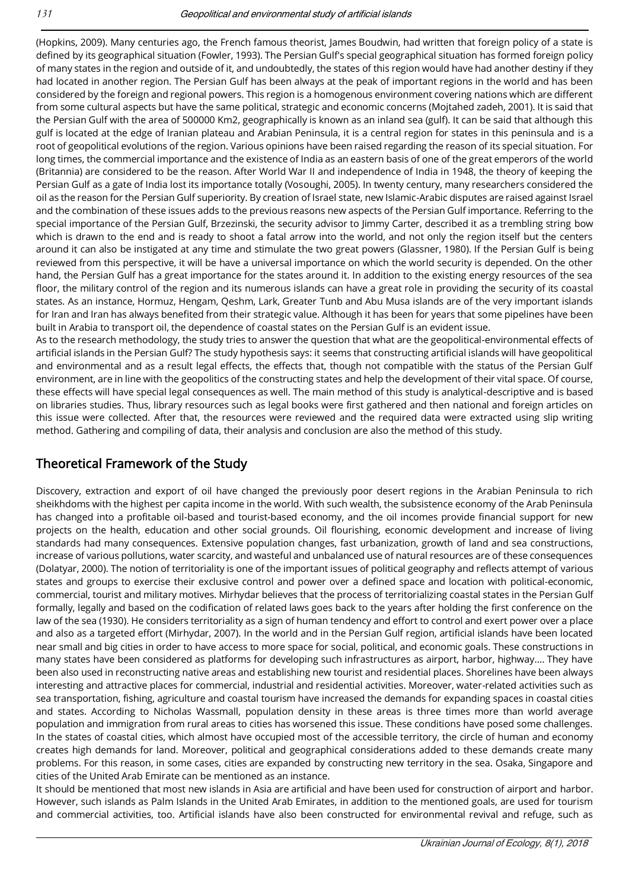(Hopkins, 2009). Many centuries ago, the French famous theorist, James Boudwin, had written that foreign policy of a state is defined by its geographical situation (Fowler, 1993). The Persian Gulf's special geographical situation has formed foreign policy of many states in the region and outside of it, and undoubtedly, the states of this region would have had another destiny if they had located in another region. The Persian Gulf has been always at the peak of important regions in the world and has been considered by the foreign and regional powers. This region is a homogenous environment covering nations which are different from some cultural aspects but have the same political, strategic and economic concerns (Mojtahed zadeh, 2001). It is said that the Persian Gulf with the area of 500000 Km2, geographically is known as an inland sea (gulf). It can be said that although this gulf is located at the edge of Iranian plateau and Arabian Peninsula, it is a central region for states in this peninsula and is a root of geopolitical evolutions of the region. Various opinions have been raised regarding the reason of its special situation. For long times, the commercial importance and the existence of India as an eastern basis of one of the great emperors of the world (Britannia) are considered to be the reason. After World War II and independence of India in 1948, the theory of keeping the Persian Gulf as a gate of India lost its importance totally (Vosoughi, 2005). In twenty century, many researchers considered the oil as the reason for the Persian Gulf superiority. By creation of Israel state, new Islamic-Arabic disputes are raised against Israel and the combination of these issues adds to the previous reasons new aspects of the Persian Gulf importance. Referring to the special importance of the Persian Gulf, Brzezinski, the security advisor to Jimmy Carter, described it as a trembling string bow which is drawn to the end and is ready to shoot a fatal arrow into the world, and not only the region itself but the centers around it can also be instigated at any time and stimulate the two great powers (Glassner, 1980). If the Persian Gulf is being reviewed from this perspective, it will be have a universal importance on which the world security is depended. On the other hand, the Persian Gulf has a great importance for the states around it. In addition to the existing energy resources of the sea floor, the military control of the region and its numerous islands can have a great role in providing the security of its coastal states. As an instance, Hormuz, Hengam, Qeshm, Lark, Greater Tunb and Abu Musa islands are of the very important islands for Iran and Iran has always benefited from their strategic value. Although it has been for years that some pipelines have been built in Arabia to transport oil, the dependence of coastal states on the Persian Gulf is an evident issue.

As to the research methodology, the study tries to answer the question that what are the geopolitical-environmental effects of artificial islands in the Persian Gulf? The study hypothesis says: it seems that constructing artificial islands will have geopolitical and environmental and as a result legal effects, the effects that, though not compatible with the status of the Persian Gulf environment, are in line with the geopolitics of the constructing states and help the development of their vital space. Of course, these effects will have special legal consequences as well. The main method of this study is analytical-descriptive and is based on libraries studies. Thus, library resources such as legal books were first gathered and then national and foreign articles on this issue were collected. After that, the resources were reviewed and the required data were extracted using slip writing method. Gathering and compiling of data, their analysis and conclusion are also the method of this study.

## Theoretical Framework of the Study

Discovery, extraction and export of oil have changed the previously poor desert regions in the Arabian Peninsula to rich sheikhdoms with the highest per capita income in the world. With such wealth, the subsistence economy of the Arab Peninsula has changed into a profitable oil-based and tourist-based economy, and the oil incomes provide financial support for new projects on the health, education and other social grounds. Oil flourishing, economic development and increase of living standards had many consequences. Extensive population changes, fast urbanization, growth of land and sea constructions, increase of various pollutions, water scarcity, and wasteful and unbalanced use of natural resources are of these consequences (Dolatyar, 2000). The notion of territoriality is one of the important issues of political geography and reflects attempt of various states and groups to exercise their exclusive control and power over a defined space and location with political-economic, commercial, tourist and military motives. Mirhydar believes that the process of territorializing coastal states in the Persian Gulf formally, legally and based on the codification of related laws goes back to the years after holding the first conference on the law of the sea (1930). He considers territoriality as a sign of human tendency and effort to control and exert power over a place and also as a targeted effort (Mirhydar, 2007). In the world and in the Persian Gulf region, artificial islands have been located near small and big cities in order to have access to more space for social, political, and economic goals. These constructions in many states have been considered as platforms for developing such infrastructures as airport, harbor, highway…. They have been also used in reconstructing native areas and establishing new tourist and residential places. Shorelines have been always interesting and attractive places for commercial, industrial and residential activities. Moreover, water-related activities such as sea transportation, fishing, agriculture and coastal tourism have increased the demands for expanding spaces in coastal cities and states. According to Nicholas Wassmall, population density in these areas is three times more than world average population and immigration from rural areas to cities has worsened this issue. These conditions have posed some challenges. In the states of coastal cities, which almost have occupied most of the accessible territory, the circle of human and economy creates high demands for land. Moreover, political and geographical considerations added to these demands create many problems. For this reason, in some cases, cities are expanded by constructing new territory in the sea. Osaka, Singapore and cities of the United Arab Emirate can be mentioned as an instance.

It should be mentioned that most new islands in Asia are artificial and have been used for construction of airport and harbor. However, such islands as Palm Islands in the United Arab Emirates, in addition to the mentioned goals, are used for tourism and commercial activities, too. Artificial islands have also been constructed for environmental revival and refuge, such as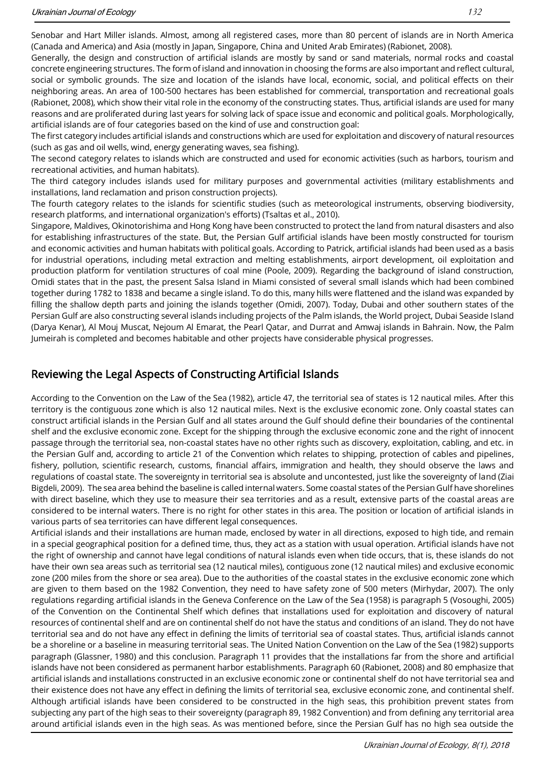Senobar and Hart Miller islands. Almost, among all registered cases, more than 80 percent of islands are in North America (Canada and America) and Asia (mostly in Japan, Singapore, China and United Arab Emirates) (Rabionet, 2008).

Generally, the design and construction of artificial islands are mostly by sand or sand materials, normal rocks and coastal concrete engineering structures. The form of island and innovation in choosing the forms are also important and reflect cultural, social or symbolic grounds. The size and location of the islands have local, economic, social, and political effects on their neighboring areas. An area of 100-500 hectares has been established for commercial, transportation and recreational goals (Rabionet, 2008), which show their vital role in the economy of the constructing states. Thus, artificial islands are used for many reasons and are proliferated during last years for solving lack of space issue and economic and political goals. Morphologically, artificial islands are of four categories based on the kind of use and construction goal:

The first category includes artificial islands and constructions which are used for exploitation and discovery of natural resources (such as gas and oil wells, wind, energy generating waves, sea fishing).

The second category relates to islands which are constructed and used for economic activities (such as harbors, tourism and recreational activities, and human habitats).

The third category includes islands used for military purposes and governmental activities (military establishments and installations, land reclamation and prison construction projects).

The fourth category relates to the islands for scientific studies (such as meteorological instruments, observing biodiversity, research platforms, and international organization's efforts) (Tsaltas et al., 2010).

Singapore, Maldives, Okinotorishima and Hong Kong have been constructed to protect the land from natural disasters and also for establishing infrastructures of the state. But, the Persian Gulf artificial islands have been mostly constructed for tourism and economic activities and human habitats with political goals. According to Patrick, artificial islands had been used as a basis for industrial operations, including metal extraction and melting establishments, airport development, oil exploitation and production platform for ventilation structures of coal mine (Poole, 2009). Regarding the background of island construction, Omidi states that in the past, the present Salsa Island in Miami consisted of several small islands which had been combined together during 1782 to 1838 and became a single island. To do this, many hills were flattened and the island was expanded by filling the shallow depth parts and joining the islands together (Omidi, 2007). Today, Dubai and other southern states of the Persian Gulf are also constructing several islands including projects of the Palm islands, the World project, Dubai Seaside Island (Darya Kenar), Al Mouj Muscat, Nejoum Al Emarat, the Pearl Qatar, and Durrat and Amwaj islands in Bahrain. Now, the Palm Jumeirah is completed and becomes habitable and other projects have considerable physical progresses.

## Reviewing the Legal Aspects of Constructing Artificial Islands

According to the Convention on the Law of the Sea (1982), article 47, the territorial sea of states is 12 nautical miles. After this territory is the contiguous zone which is also 12 nautical miles. Next is the exclusive economic zone. Only coastal states can construct artificial islands in the Persian Gulf and all states around the Gulf should define their boundaries of the continental shelf and the exclusive economic zone. Except for the shipping through the exclusive economic zone and the right of innocent passage through the territorial sea, non-coastal states have no other rights such as discovery, exploitation, cabling, and etc. in the Persian Gulf and, according to article 21 of the Convention which relates to shipping, protection of cables and pipelines, fishery, pollution, scientific research, customs, financial affairs, immigration and health, they should observe the laws and regulations of coastal state. The sovereignty in territorial sea is absolute and uncontested, just like the sovereignty of land (Ziai Bigdeli, 2009). The sea area behind the baseline is called internal waters. Some coastal states of the Persian Gulf have shorelines with direct baseline, which they use to measure their sea territories and as a result, extensive parts of the coastal areas are considered to be internal waters. There is no right for other states in this area. The position or location of artificial islands in various parts of sea territories can have different legal consequences.

Artificial islands and their installations are human made, enclosed by water in all directions, exposed to high tide, and remain in a special geographical position for a defined time, thus, they act as a station with usual operation. Artificial islands have not the right of ownership and cannot have legal conditions of natural islands even when tide occurs, that is, these islands do not have their own sea areas such as territorial sea (12 nautical miles), contiguous zone (12 nautical miles) and exclusive economic zone (200 miles from the shore or sea area). Due to the authorities of the coastal states in the exclusive economic zone which are given to them based on the 1982 Convention, they need to have safety zone of 500 meters (Mirhydar, 2007). The only regulations regarding artificial islands in the Geneva Conference on the Law of the Sea (1958) is paragraph 5 (Vosoughi, 2005) of the Convention on the Continental Shelf which defines that installations used for exploitation and discovery of natural resources of continental shelf and are on continental shelf do not have the status and conditions of an island. They do not have territorial sea and do not have any effect in defining the limits of territorial sea of coastal states. Thus, artificial islands cannot be a shoreline or a baseline in measuring territorial seas. The United Nation Convention on the Law of the Sea (1982) supports paragraph (Glassner, 1980) and this conclusion. Paragraph 11 provides that the installations far from the shore and artificial islands have not been considered as permanent harbor establishments. Paragraph 60 (Rabionet, 2008) and 80 emphasize that artificial islands and installations constructed in an exclusive economic zone or continental shelf do not have territorial sea and their existence does not have any effect in defining the limits of territorial sea, exclusive economic zone, and continental shelf. Although artificial islands have been considered to be constructed in the high seas, this prohibition prevent states from subjecting any part of the high seas to their sovereignty (paragraph 89, 1982 Convention) and from defining any territorial area around artificial islands even in the high seas. As was mentioned before, since the Persian Gulf has no high sea outside the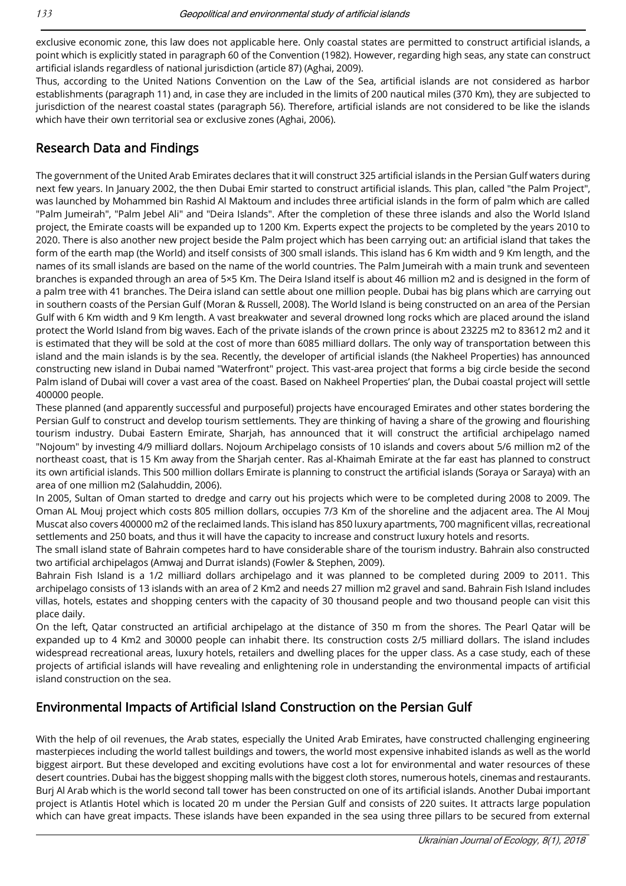exclusive economic zone, this law does not applicable here. Only coastal states are permitted to construct artificial islands, a point which is explicitly stated in paragraph 60 of the Convention (1982). However, regarding high seas, any state can construct artificial islands regardless of national jurisdiction (article 87) (Aghai, 2009).

Thus, according to the United Nations Convention on the Law of the Sea, artificial islands are not considered as harbor establishments (paragraph 11) and, in case they are included in the limits of 200 nautical miles (370 Km), they are subjected to jurisdiction of the nearest coastal states (paragraph 56). Therefore, artificial islands are not considered to be like the islands which have their own territorial sea or exclusive zones (Aghai, 2006).

## Research Data and Findings

The government of the United Arab Emirates declares that it will construct 325 artificial islands in the Persian Gulf waters during next few years. In January 2002, the then Dubai Emir started to construct artificial islands. This plan, called "the Palm Project", was launched by Mohammed bin Rashid Al Maktoum and includes three artificial islands in the form of palm which are called "Palm Jumeirah", "Palm Jebel Ali" and "Deira Islands". After the completion of these three islands and also the World Island project, the Emirate coasts will be expanded up to 1200 Km. Experts expect the projects to be completed by the years 2010 to 2020. There is also another new project beside the Palm project which has been carrying out: an artificial island that takes the form of the earth map (the World) and itself consists of 300 small islands. This island has 6 Km width and 9 Km length, and the names of its small islands are based on the name of the world countries. The Palm Jumeirah with a main trunk and seventeen branches is expanded through an area of 5×5 Km. The Deira Island itself is about 46 million m2 and is designed in the form of a palm tree with 41 branches. The Deira island can settle about one million people. Dubai has big plans which are carrying out in southern coasts of the Persian Gulf (Moran & Russell, 2008). The World Island is being constructed on an area of the Persian Gulf with 6 Km width and 9 Km length. A vast breakwater and several drowned long rocks which are placed around the island protect the World Island from big waves. Each of the private islands of the crown prince is about 23225 m2 to 83612 m2 and it is estimated that they will be sold at the cost of more than 6085 milliard dollars. The only way of transportation between this island and the main islands is by the sea. Recently, the developer of artificial islands (the Nakheel Properties) has announced constructing new island in Dubai named "Waterfront" project. This vast-area project that forms a big circle beside the second Palm island of Dubai will cover a vast area of the coast. Based on Nakheel Properties' plan, the Dubai coastal project will settle 400000 people.

These planned (and apparently successful and purposeful) projects have encouraged Emirates and other states bordering the Persian Gulf to construct and develop tourism settlements. They are thinking of having a share of the growing and flourishing tourism industry. Dubai Eastern Emirate, Sharjah, has announced that it will construct the artificial archipelago named "Nojoum" by investing 4/9 milliard dollars. Nojoum Archipelago consists of 10 islands and covers about 5/6 million m2 of the northeast coast, that is 15 Km away from the Sharjah center. Ras al-Khaimah Emirate at the far east has planned to construct its own artificial islands. This 500 million dollars Emirate is planning to construct the artificial islands (Soraya or Saraya) with an area of one million m2 (Salahuddin, 2006).

In 2005, Sultan of Oman started to dredge and carry out his projects which were to be completed during 2008 to 2009. The Oman AL Mouj project which costs 805 million dollars, occupies 7/3 Km of the shoreline and the adjacent area. The Al Mouj Muscat also covers 400000 m2 of the reclaimed lands. This island has 850 luxury apartments, 700 magnificent villas, recreational settlements and 250 boats, and thus it will have the capacity to increase and construct luxury hotels and resorts.

The small island state of Bahrain competes hard to have considerable share of the tourism industry. Bahrain also constructed two artificial archipelagos (Amwaj and Durrat islands) (Fowler & Stephen, 2009).

Bahrain Fish Island is a 1/2 milliard dollars archipelago and it was planned to be completed during 2009 to 2011. This archipelago consists of 13 islands with an area of 2 Km2 and needs 27 million m2 gravel and sand. Bahrain Fish Island includes villas, hotels, estates and shopping centers with the capacity of 30 thousand people and two thousand people can visit this place daily.

On the left, Qatar constructed an artificial archipelago at the distance of 350 m from the shores. The Pearl Qatar will be expanded up to 4 Km2 and 30000 people can inhabit there. Its construction costs 2/5 milliard dollars. The island includes widespread recreational areas, luxury hotels, retailers and dwelling places for the upper class. As a case study, each of these projects of artificial islands will have revealing and enlightening role in understanding the environmental impacts of artificial island construction on the sea.

## Environmental Impacts of Artificial Island Construction on the Persian Gulf

With the help of oil revenues, the Arab states, especially the United Arab Emirates, have constructed challenging engineering masterpieces including the world tallest buildings and towers, the world most expensive inhabited islands as well as the world biggest airport. But these developed and exciting evolutions have cost a lot for environmental and water resources of these desert countries. Dubai has the biggest shopping malls with the biggest cloth stores, numerous hotels, cinemas and restaurants. Burj Al Arab which is the world second tall tower has been constructed on one of its artificial islands. Another Dubai important project is Atlantis Hotel which is located 20 m under the Persian Gulf and consists of 220 suites. It attracts large population which can have great impacts. These islands have been expanded in the sea using three pillars to be secured from external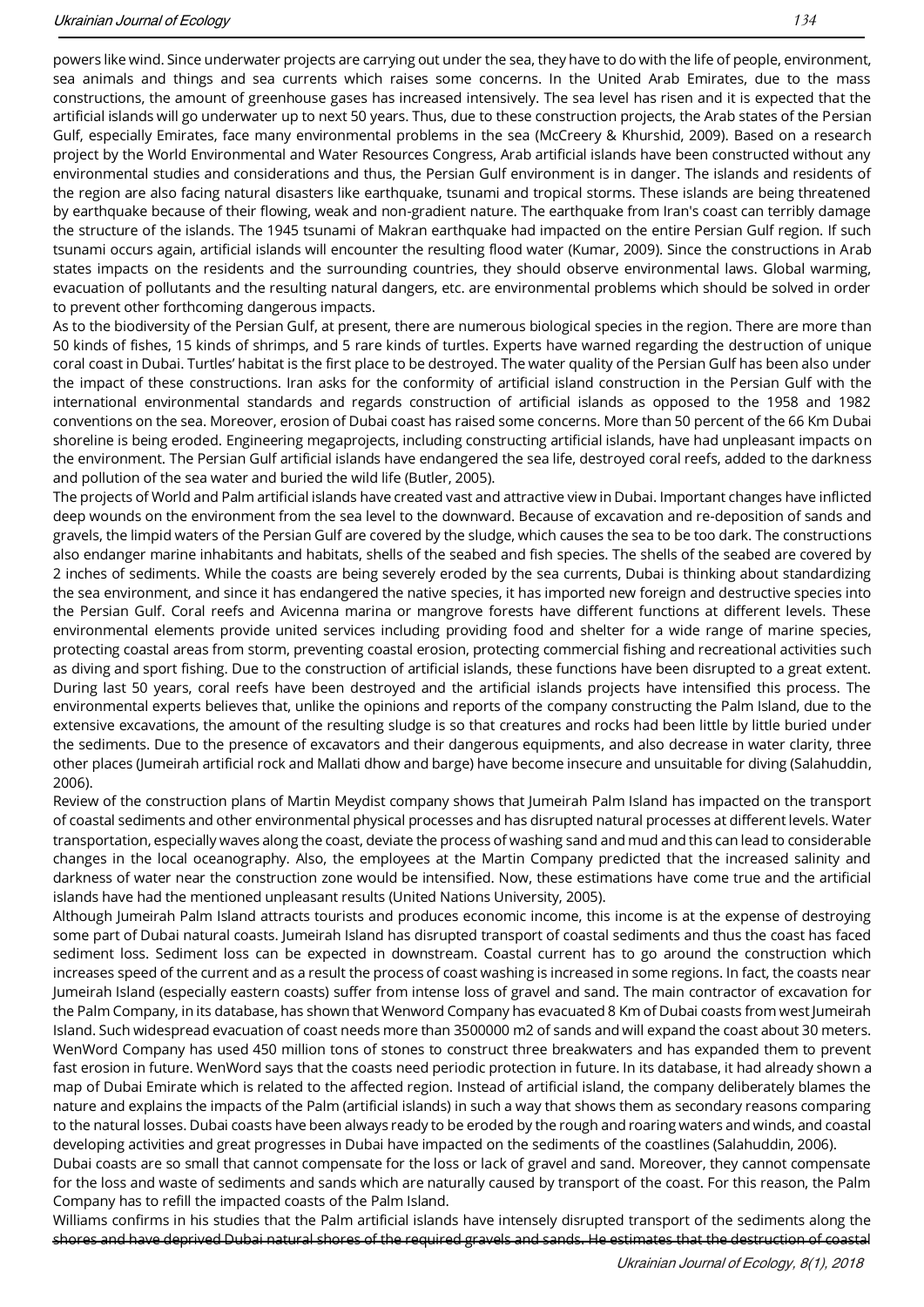powers like wind. Since underwater projects are carrying out under the sea, they have to do with the life of people, environment, sea animals and things and sea currents which raises some concerns. In the United Arab Emirates, due to the mass constructions, the amount of greenhouse gases has increased intensively. The sea level has risen and it is expected that the artificial islands will go underwater up to next 50 years. Thus, due to these construction projects, the Arab states of the Persian Gulf, especially Emirates, face many environmental problems in the sea (McCreery & Khurshid, 2009). Based on a research project by the World Environmental and Water Resources Congress, Arab artificial islands have been constructed without any environmental studies and considerations and thus, the Persian Gulf environment is in danger. The islands and residents of the region are also facing natural disasters like earthquake, tsunami and tropical storms. These islands are being threatened by earthquake because of their flowing, weak and non-gradient nature. The earthquake from Iran's coast can terribly damage the structure of the islands. The 1945 tsunami of Makran earthquake had impacted on the entire Persian Gulf region. If such tsunami occurs again, artificial islands will encounter the resulting flood water (Kumar, 2009). Since the constructions in Arab states impacts on the residents and the surrounding countries, they should observe environmental laws. Global warming, evacuation of pollutants and the resulting natural dangers, etc. are environmental problems which should be solved in order to prevent other forthcoming dangerous impacts.

As to the biodiversity of the Persian Gulf, at present, there are numerous biological species in the region. There are more than 50 kinds of fishes, 15 kinds of shrimps, and 5 rare kinds of turtles. Experts have warned regarding the destruction of unique coral coast in Dubai. Turtles' habitat is the first place to be destroyed. The water quality of the Persian Gulf has been also under the impact of these constructions. Iran asks for the conformity of artificial island construction in the Persian Gulf with the international environmental standards and regards construction of artificial islands as opposed to the 1958 and 1982 conventions on the sea. Moreover, erosion of Dubai coast has raised some concerns. More than 50 percent of the 66 Km Dubai shoreline is being eroded. Engineering megaprojects, including constructing artificial islands, have had unpleasant impacts on the environment. The Persian Gulf artificial islands have endangered the sea life, destroyed coral reefs, added to the darkness and pollution of the sea water and buried the wild life (Butler, 2005).

The projects of World and Palm artificial islands have created vast and attractive view in Dubai. Important changes have inflicted deep wounds on the environment from the sea level to the downward. Because of excavation and re-deposition of sands and gravels, the limpid waters of the Persian Gulf are covered by the sludge, which causes the sea to be too dark. The constructions also endanger marine inhabitants and habitats, shells of the seabed and fish species. The shells of the seabed are covered by 2 inches of sediments. While the coasts are being severely eroded by the sea currents, Dubai is thinking about standardizing the sea environment, and since it has endangered the native species, it has imported new foreign and destructive species into the Persian Gulf. Coral reefs and Avicenna marina or mangrove forests have different functions at different levels. These environmental elements provide united services including providing food and shelter for a wide range of marine species, protecting coastal areas from storm, preventing coastal erosion, protecting commercial fishing and recreational activities such as diving and sport fishing. Due to the construction of artificial islands, these functions have been disrupted to a great extent. During last 50 years, coral reefs have been destroyed and the artificial islands projects have intensified this process. The environmental experts believes that, unlike the opinions and reports of the company constructing the Palm Island, due to the extensive excavations, the amount of the resulting sludge is so that creatures and rocks had been little by little buried under the sediments. Due to the presence of excavators and their dangerous equipments, and also decrease in water clarity, three other places (Jumeirah artificial rock and Mallati dhow and barge) have become insecure and unsuitable for diving (Salahuddin, 2006).

Review of the construction plans of Martin Meydist company shows that Jumeirah Palm Island has impacted on the transport of coastal sediments and other environmental physical processes and has disrupted natural processes at different levels. Water transportation, especially waves along the coast, deviate the process of washing sand and mud and this can lead to considerable changes in the local oceanography. Also, the employees at the Martin Company predicted that the increased salinity and darkness of water near the construction zone would be intensified. Now, these estimations have come true and the artificial islands have had the mentioned unpleasant results (United Nations University, 2005).

Although Jumeirah Palm Island attracts tourists and produces economic income, this income is at the expense of destroying some part of Dubai natural coasts. Jumeirah Island has disrupted transport of coastal sediments and thus the coast has faced sediment loss. Sediment loss can be expected in downstream. Coastal current has to go around the construction which increases speed of the current and as a result the process of coast washing is increased in some regions. In fact, the coasts near Jumeirah Island (especially eastern coasts) suffer from intense loss of gravel and sand. The main contractor of excavation for the Palm Company, in its database, has shown that Wenword Company has evacuated 8 Km of Dubai coasts from west Jumeirah Island. Such widespread evacuation of coast needs more than 3500000 m2 of sands and will expand the coast about 30 meters. WenWord Company has used 450 million tons of stones to construct three breakwaters and has expanded them to prevent fast erosion in future. WenWord says that the coasts need periodic protection in future. In its database, it had already shown a map of Dubai Emirate which is related to the affected region. Instead of artificial island, the company deliberately blames the nature and explains the impacts of the Palm (artificial islands) in such a way that shows them as secondary reasons comparing to the natural losses. Dubai coasts have been always ready to be eroded by the rough and roaring waters and winds, and coastal developing activities and great progresses in Dubai have impacted on the sediments of the coastlines (Salahuddin, 2006).

Dubai coasts are so small that cannot compensate for the loss or lack of gravel and sand. Moreover, they cannot compensate for the loss and waste of sediments and sands which are naturally caused by transport of the coast. For this reason, the Palm Company has to refill the impacted coasts of the Palm Island.

Williams confirms in his studies that the Palm artificial islands have intensely disrupted transport of the sediments along the shores and have deprived Dubai natural shores of the required gravels and sands. He estimates that the destruction of coastal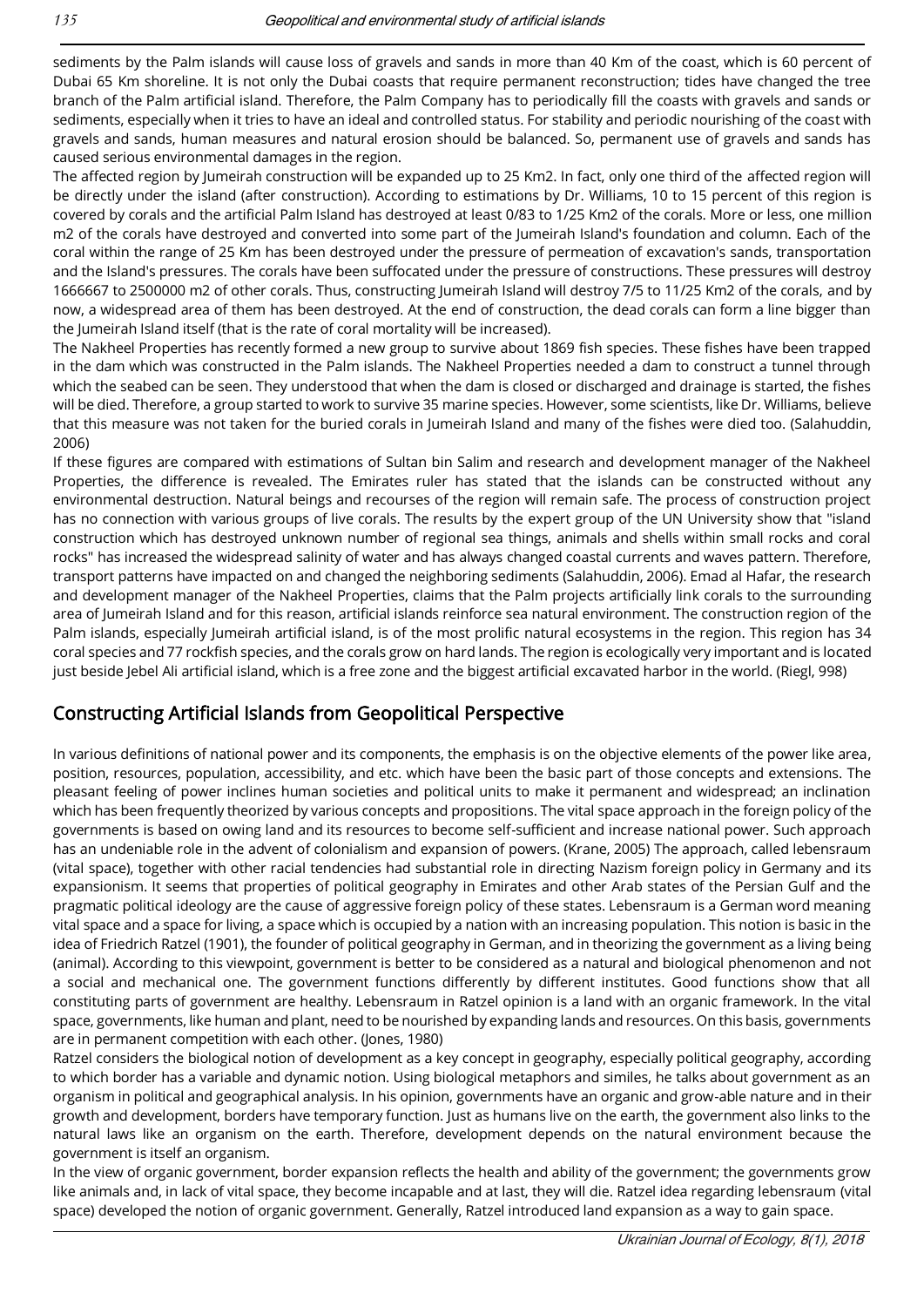sediments by the Palm islands will cause loss of gravels and sands in more than 40 Km of the coast, which is 60 percent of Dubai 65 Km shoreline. It is not only the Dubai coasts that require permanent reconstruction; tides have changed the tree branch of the Palm artificial island. Therefore, the Palm Company has to periodically fill the coasts with gravels and sands or sediments, especially when it tries to have an ideal and controlled status. For stability and periodic nourishing of the coast with gravels and sands, human measures and natural erosion should be balanced. So, permanent use of gravels and sands has caused serious environmental damages in the region.

The affected region by Jumeirah construction will be expanded up to 25 Km2. In fact, only one third of the affected region will be directly under the island (after construction). According to estimations by Dr. Williams, 10 to 15 percent of this region is covered by corals and the artificial Palm Island has destroyed at least 0/83 to 1/25 Km2 of the corals. More or less, one million m2 of the corals have destroyed and converted into some part of the Jumeirah Island's foundation and column. Each of the coral within the range of 25 Km has been destroyed under the pressure of permeation of excavation's sands, transportation and the Island's pressures. The corals have been suffocated under the pressure of constructions. These pressures will destroy 1666667 to 2500000 m2 of other corals. Thus, constructing Jumeirah Island will destroy 7/5 to 11/25 Km2 of the corals, and by now, a widespread area of them has been destroyed. At the end of construction, the dead corals can form a line bigger than the Jumeirah Island itself (that is the rate of coral mortality will be increased).

The Nakheel Properties has recently formed a new group to survive about 1869 fish species. These fishes have been trapped in the dam which was constructed in the Palm islands. The Nakheel Properties needed a dam to construct a tunnel through which the seabed can be seen. They understood that when the dam is closed or discharged and drainage is started, the fishes will be died. Therefore, a group started to work to survive 35 marine species. However, some scientists, like Dr. Williams, believe that this measure was not taken for the buried corals in Jumeirah Island and many of the fishes were died too. (Salahuddin, 2006)

If these figures are compared with estimations of Sultan bin Salim and research and development manager of the Nakheel Properties, the difference is revealed. The Emirates ruler has stated that the islands can be constructed without any environmental destruction. Natural beings and recourses of the region will remain safe. The process of construction project has no connection with various groups of live corals. The results by the expert group of the UN University show that "island construction which has destroyed unknown number of regional sea things, animals and shells within small rocks and coral rocks" has increased the widespread salinity of water and has always changed coastal currents and waves pattern. Therefore, transport patterns have impacted on and changed the neighboring sediments (Salahuddin, 2006). Emad al Hafar, the research and development manager of the Nakheel Properties, claims that the Palm projects artificially link corals to the surrounding area of Jumeirah Island and for this reason, artificial islands reinforce sea natural environment. The construction region of the Palm islands, especially Jumeirah artificial island, is of the most prolific natural ecosystems in the region. This region has 34 coral species and 77 rockfish species, and the corals grow on hard lands. The region is ecologically very important and is located just beside Jebel Ali artificial island, which is a free zone and the biggest artificial excavated harbor in the world. (Riegl, 998)

## Constructing Artificial Islands from Geopolitical Perspective

In various definitions of national power and its components, the emphasis is on the objective elements of the power like area, position, resources, population, accessibility, and etc. which have been the basic part of those concepts and extensions. The pleasant feeling of power inclines human societies and political units to make it permanent and widespread; an inclination which has been frequently theorized by various concepts and propositions. The vital space approach in the foreign policy of the governments is based on owing land and its resources to become self-sufficient and increase national power. Such approach has an undeniable role in the advent of colonialism and expansion of powers. (Krane, 2005) The approach, called lebensraum (vital space), together with other racial tendencies had substantial role in directing Nazism foreign policy in Germany and its expansionism. It seems that properties of political geography in Emirates and other Arab states of the Persian Gulf and the pragmatic political ideology are the cause of aggressive foreign policy of these states. Lebensraum is a German word meaning vital space and a space for living, a space which is occupied by a nation with an increasing population. This notion is basic in the idea of Friedrich Ratzel (1901), the founder of political geography in German, and in theorizing the government as a living being (animal). According to this viewpoint, government is better to be considered as a natural and biological phenomenon and not a social and mechanical one. The government functions differently by different institutes. Good functions show that all constituting parts of government are healthy. Lebensraum in Ratzel opinion is a land with an organic framework. In the vital space, governments, like human and plant, need to be nourished by expanding lands and resources. On this basis, governments are in permanent competition with each other. (Jones, 1980)

Ratzel considers the biological notion of development as a key concept in geography, especially political geography, according to which border has a variable and dynamic notion. Using biological metaphors and similes, he talks about government as an organism in political and geographical analysis. In his opinion, governments have an organic and grow-able nature and in their growth and development, borders have temporary function. Just as humans live on the earth, the government also links to the natural laws like an organism on the earth. Therefore, development depends on the natural environment because the government is itself an organism.

In the view of organic government, border expansion reflects the health and ability of the government; the governments grow like animals and, in lack of vital space, they become incapable and at last, they will die. Ratzel idea regarding lebensraum (vital space) developed the notion of organic government. Generally, Ratzel introduced land expansion as a way to gain space.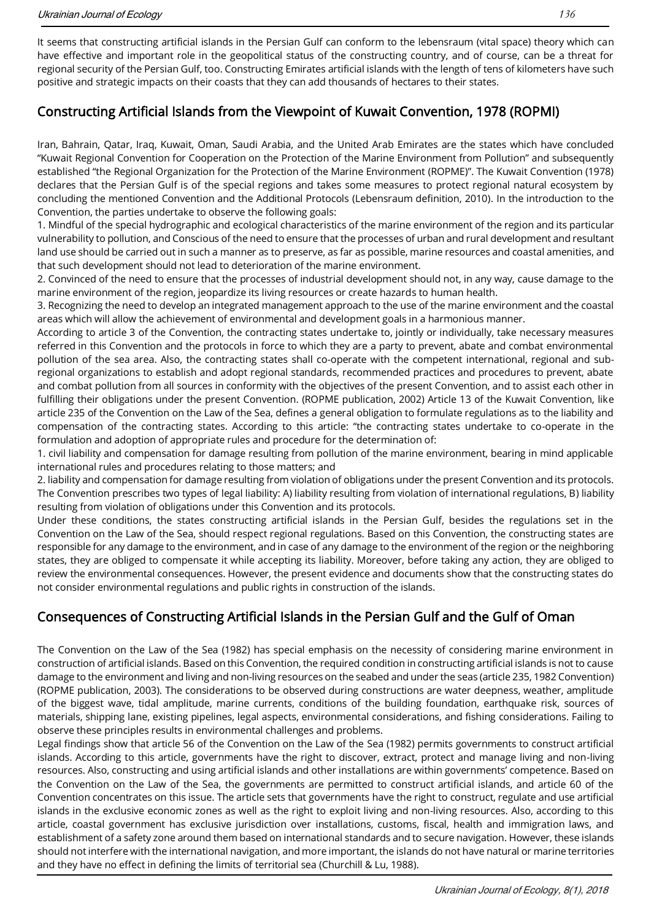It seems that constructing artificial islands in the Persian Gulf can conform to the lebensraum (vital space) theory which can have effective and important role in the geopolitical status of the constructing country, and of course, can be a threat for regional security of the Persian Gulf, too. Constructing Emirates artificial islands with the length of tens of kilometers have such positive and strategic impacts on their coasts that they can add thousands of hectares to their states.

## Constructing Artificial Islands from the Viewpoint of Kuwait Convention, 1978 (ROPMI)

Iran, Bahrain, Qatar, Iraq, Kuwait, Oman, Saudi Arabia, and the United Arab Emirates are the states which have concluded "Kuwait Regional Convention for Cooperation on the Protection of the Marine Environment from Pollution" and subsequently established "the Regional Organization for the Protection of the Marine Environment (ROPME)". The Kuwait Convention (1978) declares that the Persian Gulf is of the special regions and takes some measures to protect regional natural ecosystem by concluding the mentioned Convention and the Additional Protocols (Lebensraum definition, 2010). In the introduction to the Convention, the parties undertake to observe the following goals:

1. Mindful of the special hydrographic and ecological characteristics of the marine environment of the region and its particular vulnerability to pollution, and Conscious of the need to ensure that the processes of urban and rural development and resultant land use should be carried out in such a manner as to preserve, as far as possible, marine resources and coastal amenities, and that such development should not lead to deterioration of the marine environment.
2. Convinced of the need to ensure that the processes of industrial development should not, in any way, cause damage to the marine environment of the region, jeopardize its living resources or create hazards to human health.
3. Recognizing the need to develop an integrated management approach to the use of the marine environment and the coastal areas which will allow the achievement of environmental and development goals in a harmonious manner.

According to article 3 of the Convention, the contracting states undertake to, jointly or individually, take necessary measures referred in this Convention and the protocols in force to which they are a party to prevent, abate and combat environmental pollution of the sea area. Also, the contracting states shall co-operate with the competent international, regional and sub-regional organizations to establish and adopt regional standards, recommended practices and procedures to prevent, abate and combat pollution from all sources in conformity with the objectives of the present Convention, and to assist each other in fulfilling their obligations under the present Convention. (ROPME publication, 2002) Article 13 of the Kuwait Convention, like article 235 of the Convention on the Law of the Sea, defines a general obligation to formulate regulations as to the liability and compensation of the contracting states. According to this article: "the contracting states undertake to co-operate in the formulation and adoption of appropriate rules and procedure for the determination of:

1. civil liability and compensation for damage resulting from pollution of the marine environment, bearing in mind applicable international rules and procedures relating to those matters; and
2. liability and compensation for damage resulting from violation of obligations under the present Convention and its protocols.

The Convention prescribes two types of legal liability: A) liability resulting from violation of international regulations, B) liability resulting from violation of obligations under this Convention and its protocols.

Under these conditions, the states constructing artificial islands in the Persian Gulf, besides the regulations set in the Convention on the Law of the Sea, should respect regional regulations. Based on this Convention, the constructing states are responsible for any damage to the environment, and in case of any damage to the environment of the region or the neighboring states, they are obliged to compensate it while accepting its liability. Moreover, before taking any action, they are obliged to review the environmental consequences. However, the present evidence and documents show that the constructing states do not consider environmental regulations and public rights in construction of the islands.

## Consequences of Constructing Artificial Islands in the Persian Gulf and the Gulf of Oman

The Convention on the Law of the Sea (1982) has special emphasis on the necessity of considering marine environment in construction of artificial islands. Based on this Convention, the required condition in constructing artificial islands is not to cause damage to the environment and living and non-living resources on the seabed and under the seas (article 235, 1982 Convention) (ROPME publication, 2003). The considerations to be observed during constructions are water deepness, weather, amplitude of the biggest wave, tidal amplitude, marine currents, conditions of the building foundation, earthquake risk, sources of materials, shipping lane, existing pipelines, legal aspects, environmental considerations, and fishing considerations. Failing to observe these principles results in environmental challenges and problems.

Legal findings show that article 56 of the Convention on the Law of the Sea (1982) permits governments to construct artificial islands. According to this article, governments have the right to discover, extract, protect and manage living and non-living resources. Also, constructing and using artificial islands and other installations are within governments' competence. Based on the Convention on the Law of the Sea, the governments are permitted to construct artificial islands, and article 60 of the Convention concentrates on this issue. The article sets that governments have the right to construct, regulate and use artificial islands in the exclusive economic zones as well as the right to exploit living and non-living resources. Also, according to this article, coastal government has exclusive jurisdiction over installations, customs, fiscal, health and immigration laws, and establishment of a safety zone around them based on international standards and to secure navigation. However, these islands should not interfere with the international navigation, and more important, the islands do not have natural or marine territories and they have no effect in defining the limits of territorial sea (Churchill & Lu, 1988).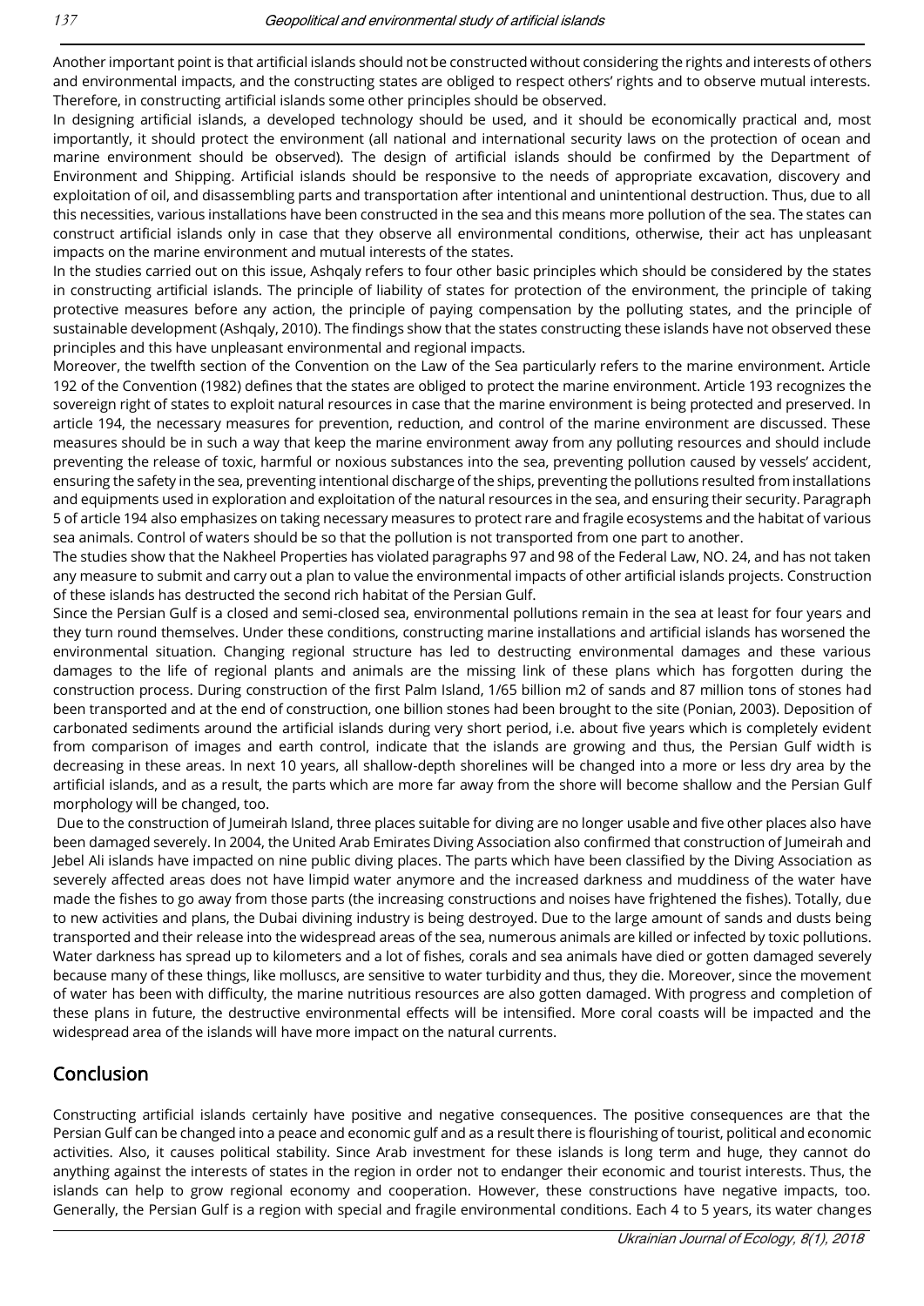Another important point is that artificial islands should not be constructed without considering the rights and interests of others and environmental impacts, and the constructing states are obliged to respect others' rights and to observe mutual interests. Therefore, in constructing artificial islands some other principles should be observed.

In designing artificial islands, a developed technology should be used, and it should be economically practical and, most importantly, it should protect the environment (all national and international security laws on the protection of ocean and marine environment should be observed). The design of artificial islands should be confirmed by the Department of Environment and Shipping. Artificial islands should be responsive to the needs of appropriate excavation, discovery and exploitation of oil, and disassembling parts and transportation after intentional and unintentional destruction. Thus, due to all this necessities, various installations have been constructed in the sea and this means more pollution of the sea. The states can construct artificial islands only in case that they observe all environmental conditions, otherwise, their act has unpleasant impacts on the marine environment and mutual interests of the states.

In the studies carried out on this issue, Ashqaly refers to four other basic principles which should be considered by the states in constructing artificial islands. The principle of liability of states for protection of the environment, the principle of taking protective measures before any action, the principle of paying compensation by the polluting states, and the principle of sustainable development (Ashqaly, 2010). The findings show that the states constructing these islands have not observed these principles and this have unpleasant environmental and regional impacts.

Moreover, the twelfth section of the Convention on the Law of the Sea particularly refers to the marine environment. Article 192 of the Convention (1982) defines that the states are obliged to protect the marine environment. Article 193 recognizes the sovereign right of states to exploit natural resources in case that the marine environment is being protected and preserved. In article 194, the necessary measures for prevention, reduction, and control of the marine environment are discussed. These measures should be in such a way that keep the marine environment away from any polluting resources and should include preventing the release of toxic, harmful or noxious substances into the sea, preventing pollution caused by vessels' accident, ensuring the safety in the sea, preventing intentional discharge of the ships, preventing the pollutions resulted from installations and equipments used in exploration and exploitation of the natural resources in the sea, and ensuring their security. Paragraph 5 of article 194 also emphasizes on taking necessary measures to protect rare and fragile ecosystems and the habitat of various sea animals. Control of waters should be so that the pollution is not transported from one part to another.

The studies show that the Nakheel Properties has violated paragraphs 97 and 98 of the Federal Law, NO. 24, and has not taken any measure to submit and carry out a plan to value the environmental impacts of other artificial islands projects. Construction of these islands has destructed the second rich habitat of the Persian Gulf.

Since the Persian Gulf is a closed and semi-closed sea, environmental pollutions remain in the sea at least for four years and they turn round themselves. Under these conditions, constructing marine installations and artificial islands has worsened the environmental situation. Changing regional structure has led to destructing environmental damages and these various damages to the life of regional plants and animals are the missing link of these plans which has forgotten during the construction process. During construction of the first Palm Island, 1/65 billion m2 of sands and 87 million tons of stones had been transported and at the end of construction, one billion stones had been brought to the site (Ponian, 2003). Deposition of carbonated sediments around the artificial islands during very short period, i.e. about five years which is completely evident from comparison of images and earth control, indicate that the islands are growing and thus, the Persian Gulf width is decreasing in these areas. In next 10 years, all shallow-depth shorelines will be changed into a more or less dry area by the artificial islands, and as a result, the parts which are more far away from the shore will become shallow and the Persian Gulf morphology will be changed, too.

Due to the construction of Jumeirah Island, three places suitable for diving are no longer usable and five other places also have been damaged severely. In 2004, the United Arab Emirates Diving Association also confirmed that construction of Jumeirah and Jebel Ali islands have impacted on nine public diving places. The parts which have been classified by the Diving Association as severely affected areas does not have limpid water anymore and the increased darkness and muddiness of the water have made the fishes to go away from those parts (the increasing constructions and noises have frightened the fishes). Totally, due to new activities and plans, the Dubai divining industry is being destroyed. Due to the large amount of sands and dusts being transported and their release into the widespread areas of the sea, numerous animals are killed or infected by toxic pollutions. Water darkness has spread up to kilometers and a lot of fishes, corals and sea animals have died or gotten damaged severely because many of these things, like molluscs, are sensitive to water turbidity and thus, they die. Moreover, since the movement of water has been with difficulty, the marine nutritious resources are also gotten damaged. With progress and completion of these plans in future, the destructive environmental effects will be intensified. More coral coasts will be impacted and the widespread area of the islands will have more impact on the natural currents.

## Conclusion

Constructing artificial islands certainly have positive and negative consequences. The positive consequences are that the Persian Gulf can be changed into a peace and economic gulf and as a result there is flourishing of tourist, political and economic activities. Also, it causes political stability. Since Arab investment for these islands is long term and huge, they cannot do anything against the interests of states in the region in order not to endanger their economic and tourist interests. Thus, the islands can help to grow regional economy and cooperation. However, these constructions have negative impacts, too. Generally, the Persian Gulf is a region with special and fragile environmental conditions. Each 4 to 5 years, its water changes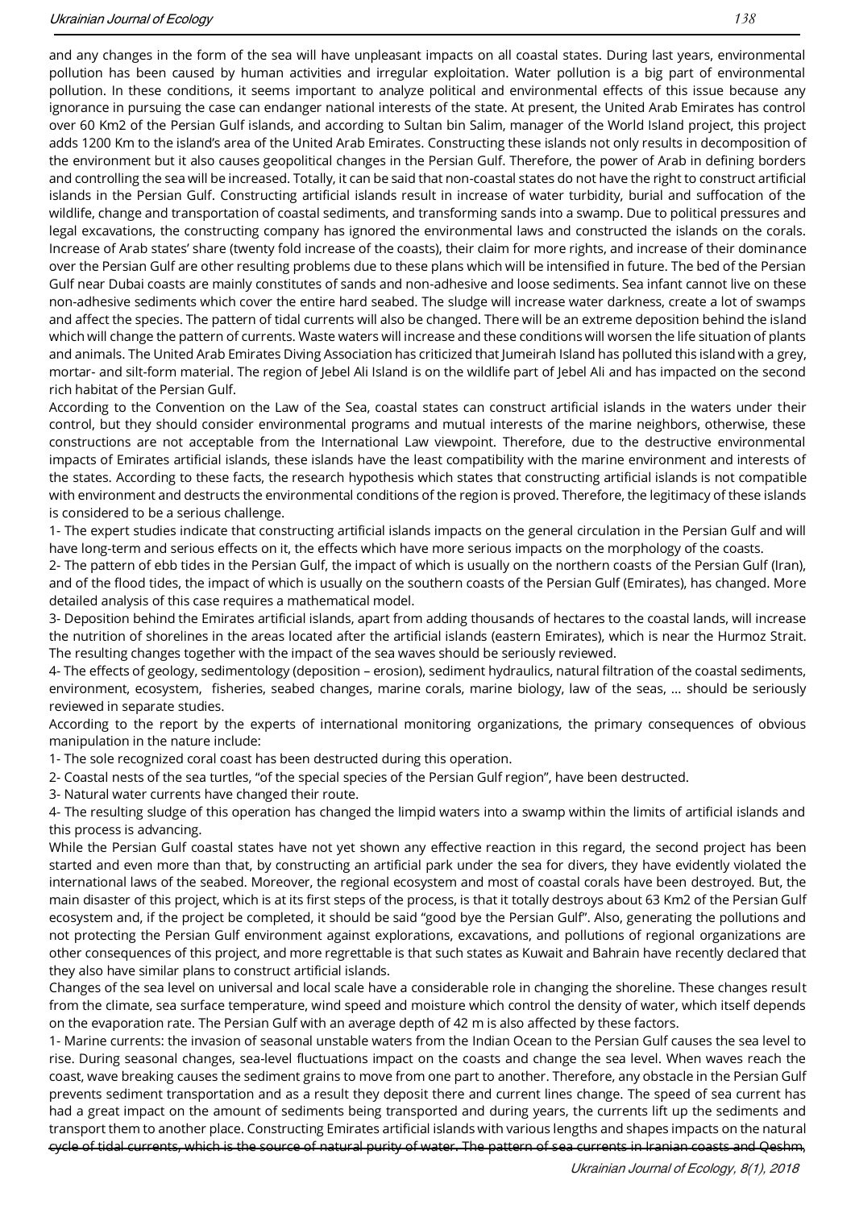and any changes in the form of the sea will have unpleasant impacts on all coastal states. During last years, environmental pollution has been caused by human activities and irregular exploitation. Water pollution is a big part of environmental pollution. In these conditions, it seems important to analyze political and environmental effects of this issue because any ignorance in pursuing the case can endanger national interests of the state. At present, the United Arab Emirates has control over 60 Km2 of the Persian Gulf islands, and according to Sultan bin Salim, manager of the World Island project, this project adds 1200 Km to the island's area of the United Arab Emirates. Constructing these islands not only results in decomposition of the environment but it also causes geopolitical changes in the Persian Gulf. Therefore, the power of Arab in defining borders and controlling the sea will be increased. Totally, it can be said that non-coastal states do not have the right to construct artificial islands in the Persian Gulf. Constructing artificial islands result in increase of water turbidity, burial and suffocation of the wildlife, change and transportation of coastal sediments, and transforming sands into a swamp. Due to political pressures and legal excavations, the constructing company has ignored the environmental laws and constructed the islands on the corals. Increase of Arab states' share (twenty fold increase of the coasts), their claim for more rights, and increase of their dominance over the Persian Gulf are other resulting problems due to these plans which will be intensified in future. The bed of the Persian Gulf near Dubai coasts are mainly constitutes of sands and non-adhesive and loose sediments. Sea infant cannot live on these non-adhesive sediments which cover the entire hard seabed. The sludge will increase water darkness, create a lot of swamps and affect the species. The pattern of tidal currents will also be changed. There will be an extreme deposition behind the island which will change the pattern of currents. Waste waters will increase and these conditions will worsen the life situation of plants and animals. The United Arab Emirates Diving Association has criticized that Jumeirah Island has polluted this island with a grey, mortar- and silt-form material. The region of Jebel Ali Island is on the wildlife part of Jebel Ali and has impacted on the second rich habitat of the Persian Gulf.

According to the Convention on the Law of the Sea, coastal states can construct artificial islands in the waters under their control, but they should consider environmental programs and mutual interests of the marine neighbors, otherwise, these constructions are not acceptable from the International Law viewpoint. Therefore, due to the destructive environmental impacts of Emirates artificial islands, these islands have the least compatibility with the marine environment and interests of the states. According to these facts, the research hypothesis which states that constructing artificial islands is not compatible with environment and destructs the environmental conditions of the region is proved. Therefore, the legitimacy of these islands is considered to be a serious challenge.

1- The expert studies indicate that constructing artificial islands impacts on the general circulation in the Persian Gulf and will have long-term and serious effects on it, the effects which have more serious impacts on the morphology of the coasts.

2- The pattern of ebb tides in the Persian Gulf, the impact of which is usually on the northern coasts of the Persian Gulf (Iran), and of the flood tides, the impact of which is usually on the southern coasts of the Persian Gulf (Emirates), has changed. More detailed analysis of this case requires a mathematical model.

3- Deposition behind the Emirates artificial islands, apart from adding thousands of hectares to the coastal lands, will increase the nutrition of shorelines in the areas located after the artificial islands (eastern Emirates), which is near the Hurmoz Strait. The resulting changes together with the impact of the sea waves should be seriously reviewed.

4- The effects of geology, sedimentology (deposition – erosion), sediment hydraulics, natural filtration of the coastal sediments, environment, ecosystem, fisheries, seabed changes, marine corals, marine biology, law of the seas, ... should be seriously reviewed in separate studies.

According to the report by the experts of international monitoring organizations, the primary consequences of obvious manipulation in the nature include:

1- The sole recognized coral coast has been destructed during this operation.

2- Coastal nests of the sea turtles, "of the special species of the Persian Gulf region", have been destructed.

3- Natural water currents have changed their route.

4- The resulting sludge of this operation has changed the limpid waters into a swamp within the limits of artificial islands and this process is advancing.

While the Persian Gulf coastal states have not yet shown any effective reaction in this regard, the second project has been started and even more than that, by constructing an artificial park under the sea for divers, they have evidently violated the international laws of the seabed. Moreover, the regional ecosystem and most of coastal corals have been destroyed. But, the main disaster of this project, which is at its first steps of the process, is that it totally destroys about 63 Km2 of the Persian Gulf ecosystem and, if the project be completed, it should be said "good bye the Persian Gulf". Also, generating the pollutions and not protecting the Persian Gulf environment against explorations, excavations, and pollutions of regional organizations are other consequences of this project, and more regrettable is that such states as Kuwait and Bahrain have recently declared that they also have similar plans to construct artificial islands.

Changes of the sea level on universal and local scale have a considerable role in changing the shoreline. These changes result from the climate, sea surface temperature, wind speed and moisture which control the density of water, which itself depends on the evaporation rate. The Persian Gulf with an average depth of 42 m is also affected by these factors.

1- Marine currents: the invasion of seasonal unstable waters from the Indian Ocean to the Persian Gulf causes the sea level to rise. During seasonal changes, sea-level fluctuations impact on the coasts and change the sea level. When waves reach the coast, wave breaking causes the sediment grains to move from one part to another. Therefore, any obstacle in the Persian Gulf prevents sediment transportation and as a result they deposit there and current lines change. The speed of sea current has had a great impact on the amount of sediments being transported and during years, the currents lift up the sediments and transport them to another place. Constructing Emirates artificial islands with various lengths and shapes impacts on the natural cycle of tidal currents, which is the source of natural purity of water. The pattern of sea currents in Iranian coasts and Qeshm,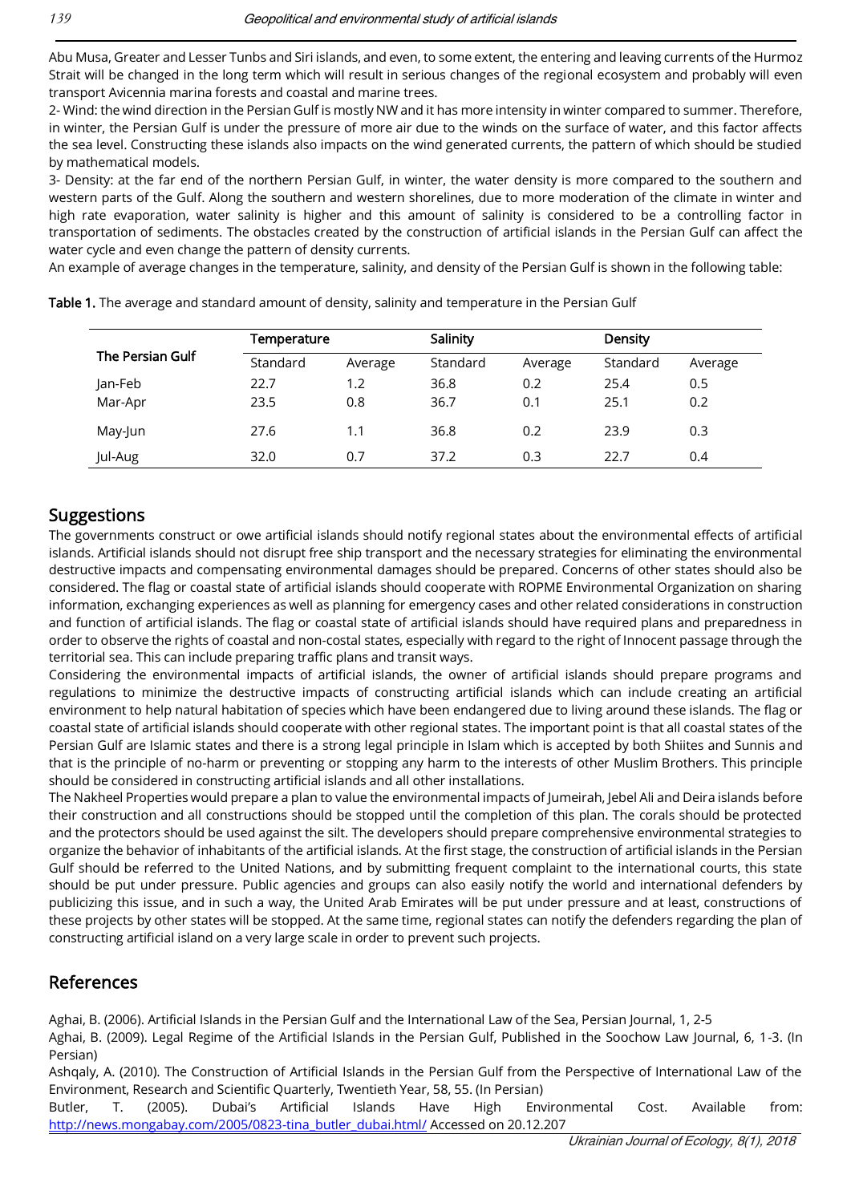Abu Musa, Greater and Lesser Tunbs and Siri islands, and even, to some extent, the entering and leaving currents of the Hurmoz Strait will be changed in the long term which will result in serious changes of the regional ecosystem and probably will even transport Avicennia marina forests and coastal and marine trees.

2- Wind: the wind direction in the Persian Gulf is mostly NW and it has more intensity in winter compared to summer. Therefore, in winter, the Persian Gulf is under the pressure of more air due to the winds on the surface of water, and this factor affects the sea level. Constructing these islands also impacts on the wind generated currents, the pattern of which should be studied by mathematical models.

3- Density: at the far end of the northern Persian Gulf, in winter, the water density is more compared to the southern and western parts of the Gulf. Along the southern and western shorelines, due to more moderation of the climate in winter and high rate evaporation, water salinity is higher and this amount of salinity is considered to be a controlling factor in transportation of sediments. The obstacles created by the construction of artificial islands in the Persian Gulf can affect the water cycle and even change the pattern of density currents.

An example of average changes in the temperature, salinity, and density of the Persian Gulf is shown in the following table:

**Table 1.** The average and standard amount of density, salinity and temperature in the Persian Gulf

| The Persian Gulf | Temperature | | Salinity | | Density | |
|---|---|---|---|---|---|---|
| | Standard | Average | Standard | Average | Standard | Average |
| Jan-Feb | 22.7 | 1.2 | 36.8 | 0.2 | 25.4 | 0.5 |
| Mar-Apr | 23.5 | 0.8 | 36.7 | 0.1 | 25.1 | 0.2 |
| May-Jun | 27.6 | 1.1 | 36.8 | 0.2 | 23.9 | 0.3 |
| Jul-Aug | 32.0 | 0.7 | 37.2 | 0.3 | 22.7 | 0.4 |

## Suggestions

The governments construct or owe artificial islands should notify regional states about the environmental effects of artificial islands. Artificial islands should not disrupt free ship transport and the necessary strategies for eliminating the environmental destructive impacts and compensating environmental damages should be prepared. Concerns of other states should also be considered. The flag or coastal state of artificial islands should cooperate with ROPME Environmental Organization on sharing information, exchanging experiences as well as planning for emergency cases and other related considerations in construction and function of artificial islands. The flag or coastal state of artificial islands should have required plans and preparedness in order to observe the rights of coastal and non-costal states, especially with regard to the right of Innocent passage through the territorial sea. This can include preparing traffic plans and transit ways.

Considering the environmental impacts of artificial islands, the owner of artificial islands should prepare programs and regulations to minimize the destructive impacts of constructing artificial islands which can include creating an artificial environment to help natural habitation of species which have been endangered due to living around these islands. The flag or coastal state of artificial islands should cooperate with other regional states. The important point is that all coastal states of the Persian Gulf are Islamic states and there is a strong legal principle in Islam which is accepted by both Shiites and Sunnis and that is the principle of no-harm or preventing or stopping any harm to the interests of other Muslim Brothers. This principle should be considered in constructing artificial islands and all other installations.

The Nakheel Properties would prepare a plan to value the environmental impacts of Jumeirah, Jebel Ali and Deira islands before their construction and all constructions should be stopped until the completion of this plan. The corals should be protected and the protectors should be used against the silt. The developers should prepare comprehensive environmental strategies to organize the behavior of inhabitants of the artificial islands. At the first stage, the construction of artificial islands in the Persian Gulf should be referred to the United Nations, and by submitting frequent complaint to the international courts, this state should be put under pressure. Public agencies and groups can also easily notify the world and international defenders by publicizing this issue, and in such a way, the United Arab Emirates will be put under pressure and at least, constructions of these projects by other states will be stopped. At the same time, regional states can notify the defenders regarding the plan of constructing artificial island on a very large scale in order to prevent such projects.

## References

Aghai, B. (2006). Artificial Islands in the Persian Gulf and the International Law of the Sea, Persian Journal, 1, 2-5

Aghai, B. (2009). Legal Regime of the Artificial Islands in the Persian Gulf, Published in the Soochow Law Journal, 6, 1-3. (In Persian)

Ashqaly, A. (2010). The Construction of Artificial Islands in the Persian Gulf from the Perspective of International Law of the Environment, Research and Scientific Quarterly, Twentieth Year, 58, 55. (In Persian)

Butler, T. (2005). Dubai's Artificial Islands Have High Environmental Cost. Available from: http://news.mongabay.com/2005/0823-tina_butler_dubai.html/ Accessed on 20.12.207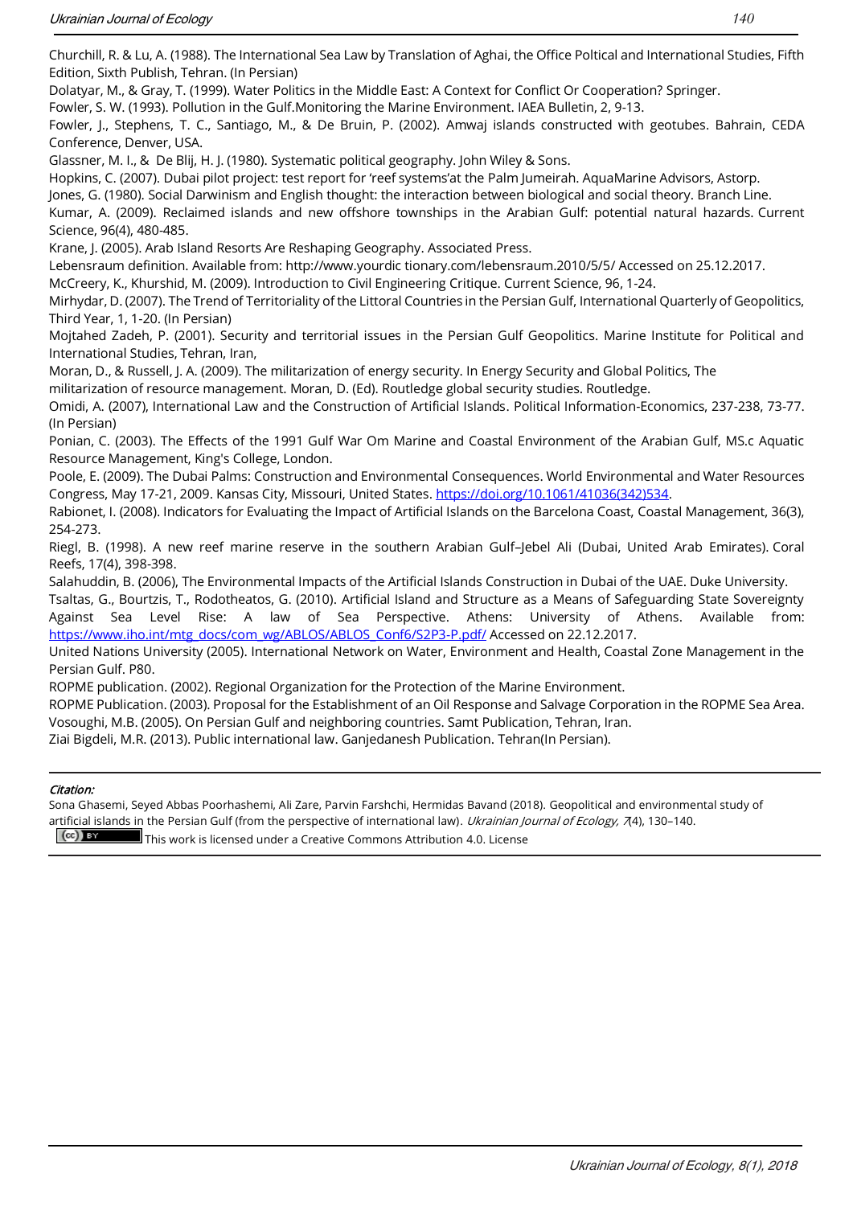Churchill, R. & Lu, A. (1988). The International Sea Law by Translation of Aghai, the Office Poltical and International Studies, Fifth Edition, Sixth Publish, Tehran. (In Persian)

Dolatyar, M., & Gray, T. (1999). Water Politics in the Middle East: A Context for Conflict Or Cooperation? Springer.

Fowler, S. W. (1993). Pollution in the Gulf.Monitoring the Marine Environment. IAEA Bulletin, 2, 9-13.

Fowler, J., Stephens, T. C., Santiago, M., & De Bruin, P. (2002). Amwaj islands constructed with geotubes. Bahrain, CEDA Conference, Denver, USA.

Glassner, M. I., & De Blij, H. J. (1980). Systematic political geography. John Wiley & Sons.

Hopkins, C. (2007). Dubai pilot project: test report for 'reef systems'at the Palm Jumeirah. AquaMarine Advisors, Astorp.

Jones, G. (1980). Social Darwinism and English thought: the interaction between biological and social theory. Branch Line.

Kumar, A. (2009). Reclaimed islands and new offshore townships in the Arabian Gulf: potential natural hazards. Current Science, 96(4), 480-485.

Krane, J. (2005). Arab Island Resorts Are Reshaping Geography. Associated Press.

Lebensraum definition. Available from: http://www.yourdic tionary.com/lebensraum.2010/5/5/ Accessed on 25.12.2017.

McCreery, K., Khurshid, M. (2009). Introduction to Civil Engineering Critique. Current Science, 96, 1-24.

Mirhydar, D. (2007). The Trend of Territoriality of the Littoral Countries in the Persian Gulf, International Quarterly of Geopolitics, Third Year, 1, 1-20. (In Persian)

Mojtahed Zadeh, P. (2001). Security and territorial issues in the Persian Gulf Geopolitics. Marine Institute for Political and International Studies, Tehran, Iran,

Moran, D., & Russell, J. A. (2009). The militarization of energy security. In Energy Security and Global Politics, The militarization of resource management. Moran, D. (Ed). Routledge global security studies. Routledge.

Omidi, A. (2007), International Law and the Construction of Artificial Islands. Political Information-Economics, 237-238, 73-77. (In Persian)

Ponian, C. (2003). The Effects of the 1991 Gulf War Om Marine and Coastal Environment of the Arabian Gulf, MS.c Aquatic Resource Management, King's College, London.

Poole, E. (2009). The Dubai Palms: Construction and Environmental Consequences. World Environmental and Water Resources Congress, May 17-21, 2009. Kansas City, Missouri, United States. https://doi.org/10.1061/41036(342)534.

Rabionet, I. (2008). Indicators for Evaluating the Impact of Artificial Islands on the Barcelona Coast, Coastal Management, 36(3), 254-273.

Riegl, B. (1998). A new reef marine reserve in the southern Arabian Gulf–Jebel Ali (Dubai, United Arab Emirates). Coral Reefs, 17(4), 398-398.

Salahuddin, B. (2006), The Environmental Impacts of the Artificial Islands Construction in Dubai of the UAE. Duke University.

Tsaltas, G., Bourtzis, T., Rodotheatos, G. (2010). Artificial Island and Structure as a Means of Safeguarding State Sovereignty Against Sea Level Rise: A law of Sea Perspective. Athens: University of Athens. Available from: https://www.iho.int/mtg_docs/com_wg/ABLOS/ABLOS_Conf6/S2P3-P.pdf/ Accessed on 22.12.2017.

United Nations University (2005). International Network on Water, Environment and Health, Coastal Zone Management in the Persian Gulf. P80.

ROPME publication. (2002). Regional Organization for the Protection of the Marine Environment.

ROPME Publication. (2003). Proposal for the Establishment of an Oil Response and Salvage Corporation in the ROPME Sea Area.

Vosoughi, M.B. (2005). On Persian Gulf and neighboring countries. Samt Publication, Tehran, Iran.

Ziai Bigdeli, M.R. (2013). Public international law. Ganjedanesh Publication. Tehran(In Persian).

***Citation:***

Sona Ghasemi, Seyed Abbas Poorhashemi, Ali Zare, Parvin Farshchi, Hermidas Bavand (2018). Geopolitical and environmental study of artificial islands in the Persian Gulf (from the perspective of international law). *Ukrainian Journal of Ecology, 7*(4), 130–140.

This work is licensed under a Creative Commons Attribution 4.0. License